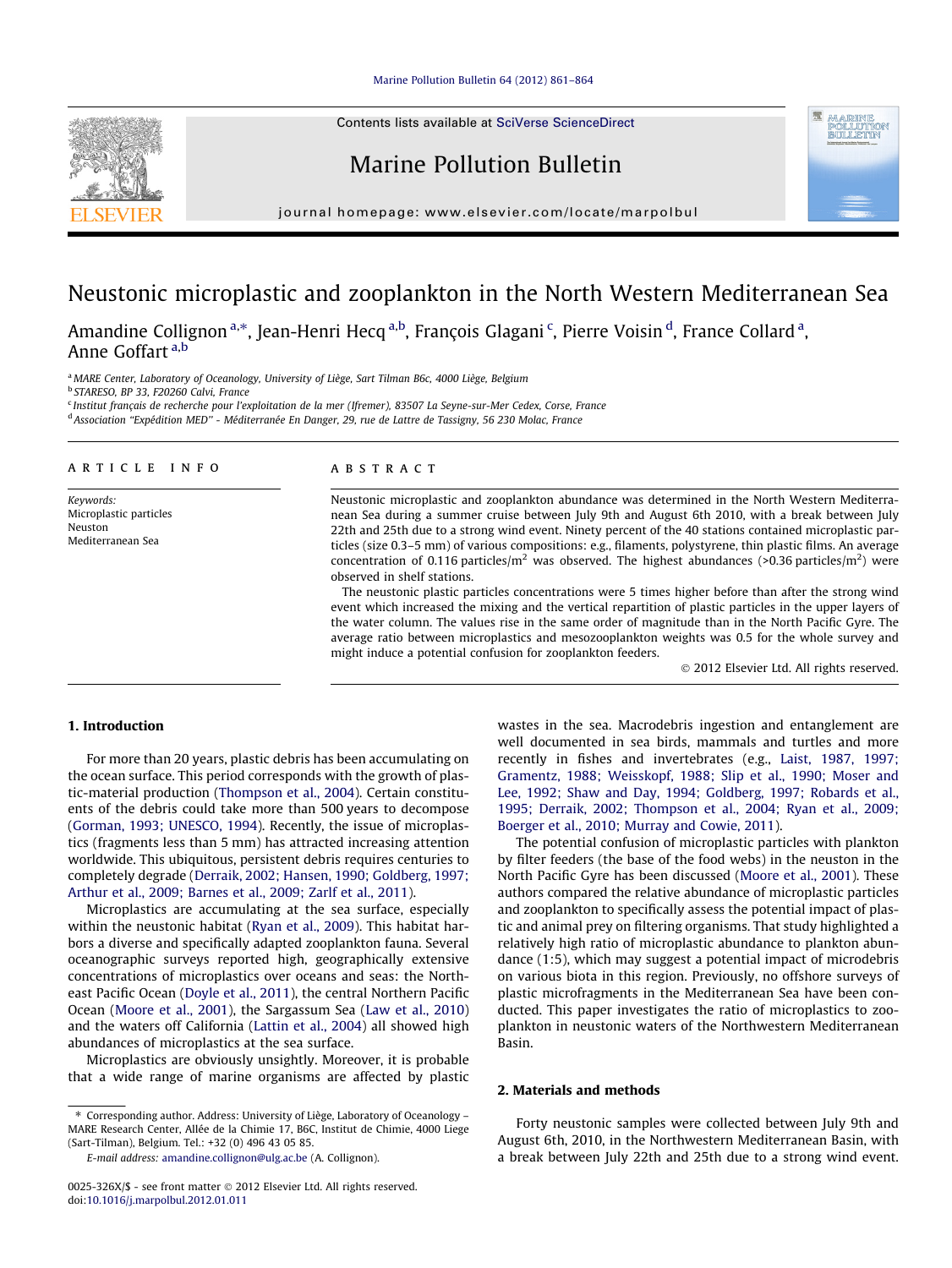# Neustonic microplastic and zooplankton in the North Western Mediterranean Sea

Amandine Collignon [a,*], Jean-Henri Hecq [a,b], François Glagani [c], Pierre Voisin [d], France Collard [a], Anne Goffart [a,b]

[a] MARE Center, Laboratory of Oceanology, University of Liège, Sart Tilman B6c, 4000 Liège, Belgium
[b] STARESO, BP 33, F20260 Calvi, France
[c] Institut français de recherche pour l'exploitation de la mer (Ifremer), 83507 La Seyne-sur-Mer Cedex, Corse, France
[d] Association "Expédition MED" - Méditerranée En Danger, 29, rue de Lattre de Tassigny, 56 230 Molac, France

## ARTICLE INFO

*Keywords:*
Microplastic particles
Neuston
Mediterranean Sea

## ABSTRACT

Neustonic microplastic and zooplankton abundance was determined in the North Western Mediterranean Sea during a summer cruise between July 9th and August 6th 2010, with a break between July 22th and 25th due to a strong wind event. Ninety percent of the 40 stations contained microplastic particles (size 0.3–5 mm) of various compositions: e.g., filaments, polystyrene, thin plastic films. An average concentration of 0.116 particles/$m^2$ was observed. The highest abundances (>0.36 particles/$m^2$) were observed in shelf stations.

The neustonic plastic particles concentrations were 5 times higher before than after the strong wind event which increased the mixing and the vertical repartition of plastic particles in the upper layers of the water column. The values rise in the same order of magnitude than in the North Pacific Gyre. The average ratio between microplastics and mesozooplankton weights was 0.5 for the whole survey and might induce a potential confusion for zooplankton feeders.

© 2012 Elsevier Ltd. All rights reserved.

## 1. Introduction

For more than 20 years, plastic debris has been accumulating on the ocean surface. This period corresponds with the growth of plastic-material production (Thompson et al., 2004). Certain constituents of the debris could take more than 500 years to decompose (Gorman, 1993; UNESCO, 1994). Recently, the issue of microplastics (fragments less than 5 mm) has attracted increasing attention worldwide. This ubiquitous, persistent debris requires centuries to completely degrade (Derraik, 2002; Hansen, 1990; Goldberg, 1997; Arthur et al., 2009; Barnes et al., 2009; Zarlf et al., 2011).

Microplastics are accumulating at the sea surface, especially within the neustonic habitat (Ryan et al., 2009). This habitat harbors a diverse and specifically adapted zooplankton fauna. Several oceanographic surveys reported high, geographically extensive concentrations of microplastics over oceans and seas: the Northeast Pacific Ocean (Doyle et al., 2011), the central Northern Pacific Ocean (Moore et al., 2001), the Sargassum Sea (Law et al., 2010) and the waters off California (Lattin et al., 2004) all showed high abundances of microplastics at the sea surface.

Microplastics are obviously unsightly. Moreover, it is probable that a wide range of marine organisms are affected by plastic wastes in the sea. Macrodebris ingestion and entanglement are well documented in sea birds, mammals and turtles and more recently in fishes and invertebrates (e.g., Laist, 1987, 1997; Gramentz, 1988; Weisskopf, 1988; Slip et al., 1990; Moser and Lee, 1992; Shaw and Day, 1994; Goldberg, 1997; Robards et al., 1995; Derraik, 2002; Thompson et al., 2004; Ryan et al., 2009; Boerger et al., 2010; Murray and Cowie, 2011).

The potential confusion of microplastic particles with plankton by filter feeders (the base of the food webs) in the neuston in the North Pacific Gyre has been discussed (Moore et al., 2001). These authors compared the relative abundance of microplastic particles and zooplankton to specifically assess the potential impact of plastic and animal prey on filtering organisms. That study highlighted a relatively high ratio of microplastic abundance to plankton abundance (1:5), which may suggest a potential impact of microdebris on various biota in this region. Previously, no offshore surveys of plastic microfragments in the Mediterranean Sea have been conducted. This paper investigates the ratio of microplastics to zooplankton in neustonic waters of the Northwestern Mediterranean Basin.

## 2. Materials and methods

Forty neustonic samples were collected between July 9th and August 6th, 2010, in the Northwestern Mediterranean Basin, with a break between July 22th and 25th due to a strong wind event.

---

* Corresponding author. Address: University of Liège, Laboratory of Oceanology – MARE Research Center, Allée de la Chimie 17, B6C, Institut de Chimie, 4000 Liege (Sart-Tilman), Belgium. Tel.: +32 (0) 496 43 05 85.
*E-mail address:* amandine.collignon@ulg.ac.be (A. Collignon).

0025-326X/$ - see front matter © 2012 Elsevier Ltd. All rights reserved.
doi:10.1016/j.marpolbul.2012.01.011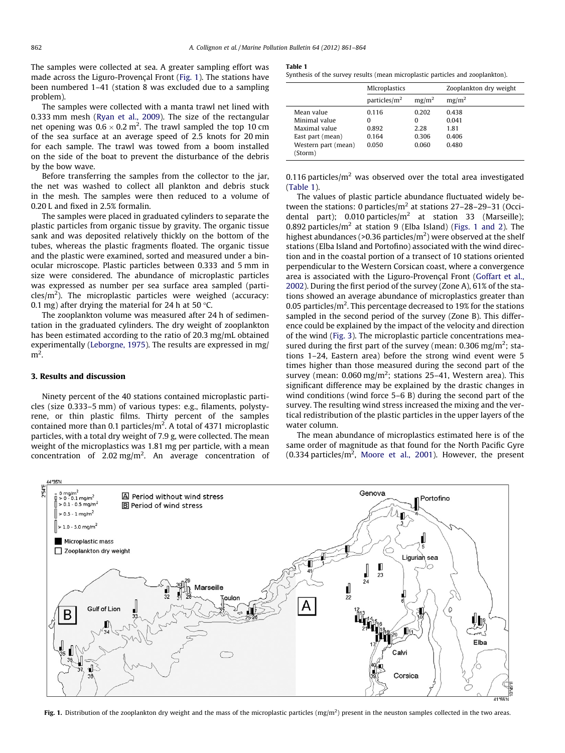The samples were collected at sea. A greater sampling effort was made across the Liguro-Provençal Front (Fig. 1). The stations have been numbered 1–41 (station 8 was excluded due to a sampling problem).

The samples were collected with a manta trawl net lined with 0.333 mm mesh (Ryan et al., 2009). The size of the rectangular net opening was $0.6 \times 0.2$ m$^2$. The trawl sampled the top 10 cm of the sea surface at an average speed of 2.5 knots for 20 min for each sample. The trawl was towed from a boom installed on the side of the boat to prevent the disturbance of the debris by the bow wave.

Before transferring the samples from the collector to the jar, the net was washed to collect all plankton and debris stuck in the mesh. The samples were then reduced to a volume of 0.20 L and fixed in 2.5% formalin.

The samples were placed in graduated cylinders to separate the plastic particles from organic tissue by gravity. The organic tissue sank and was deposited relatively thickly on the bottom of the tubes, whereas the plastic fragments floated. The organic tissue and the plastic were examined, sorted and measured under a binocular microscope. Plastic particles between 0.333 and 5 mm in size were considered. The abundance of microplastic particles was expressed as number per sea surface area sampled (particles/m$^2$). The microplastic particles were weighed (accuracy: 0.1 mg) after drying the material for 24 h at 50 °C.

The zooplankton volume was measured after 24 h of sedimentation in the graduated cylinders. The dry weight of zooplankton has been estimated according to the ratio of 20.3 mg/mL obtained experimentally (Leborgne, 1975). The results are expressed in mg/m$^2$.

## 3. Results and discussion

Ninety percent of the 40 stations contained microplastic particles (size 0.333–5 mm) of various types: e.g., filaments, polystyrene, or thin plastic films. Thirty percent of the samples contained more than 0.1 particles/m$^2$. A total of 4371 microplastic particles, with a total dry weight of 7.9 g, were collected. The mean weight of the microplastics was 1.81 mg per particle, with a mean concentration of 2.02 mg/m$^2$. An average concentration of 0.116 particles/m$^2$ was observed over the total area investigated (Table 1).

**Table 1**
Synthesis of the survey results (mean microplastic particles and zooplankton).

| | MIcroplastics | | Zooplankton dry weight |
|---|---|---|---|
| | particles/m$^2$ | mg/m$^2$ | mg/m$^2$ |
| Mean value | 0.116 | 0.202 | 0.438 |
| Minimal value | 0 | 0 | 0.041 |
| Maximal value | 0.892 | 2.28 | 1.81 |
| East part (mean) | 0.164 | 0.306 | 0.406 |
| Western part (mean) (Storm) | 0.050 | 0.060 | 0.480 |

The values of plastic particle abundance fluctuated widely between the stations: 0 particles/m$^2$ at stations 27–28–29–31 (Occidental part); 0.010 particles/m$^2$ at station 33 (Marseille); 0.892 particles/m$^2$ at station 9 (Elba Island) (Figs. 1 and 2). The highest abundances (>0.36 particles/m$^2$) were observed at the shelf stations (Elba Island and Portofino) associated with the wind direction and in the coastal portion of a transect of 10 stations oriented perpendicular to the Western Corsican coast, where a convergence area is associated with the Liguro-Provençal Front (Goffart et al., 2002). During the first period of the survey (Zone A), 61% of the stations showed an average abundance of microplastics greater than 0.05 particles/m$^2$. This percentage decreased to 19% for the stations sampled in the second period of the survey (Zone B). This difference could be explained by the impact of the velocity and direction of the wind (Fig. 3). The microplastic particle concentrations measured during the first part of the survey (mean: 0.306 mg/m$^2$; stations 1–24, Eastern area) before the strong wind event were 5 times higher than those measured during the second part of the survey (mean: 0.060 mg/m$^2$; stations 25–41, Western area). This significant difference may be explained by the drastic changes in wind conditions (wind force 5–6 B) during the second part of the survey. The resulting wind stress increased the mixing and the vertical redistribution of the plastic particles in the upper layers of the water column.

The mean abundance of microplastics estimated here is of the same order of magnitude as that found for the North Pacific Gyre (0.334 particles/m$^2$, Moore et al., 2001). However, the present

Fig. 1. Distribution of the zooplankton dry weight and the mass of the microplastic particles (mg/m$^2$) present in the neuston samples collected in the two areas.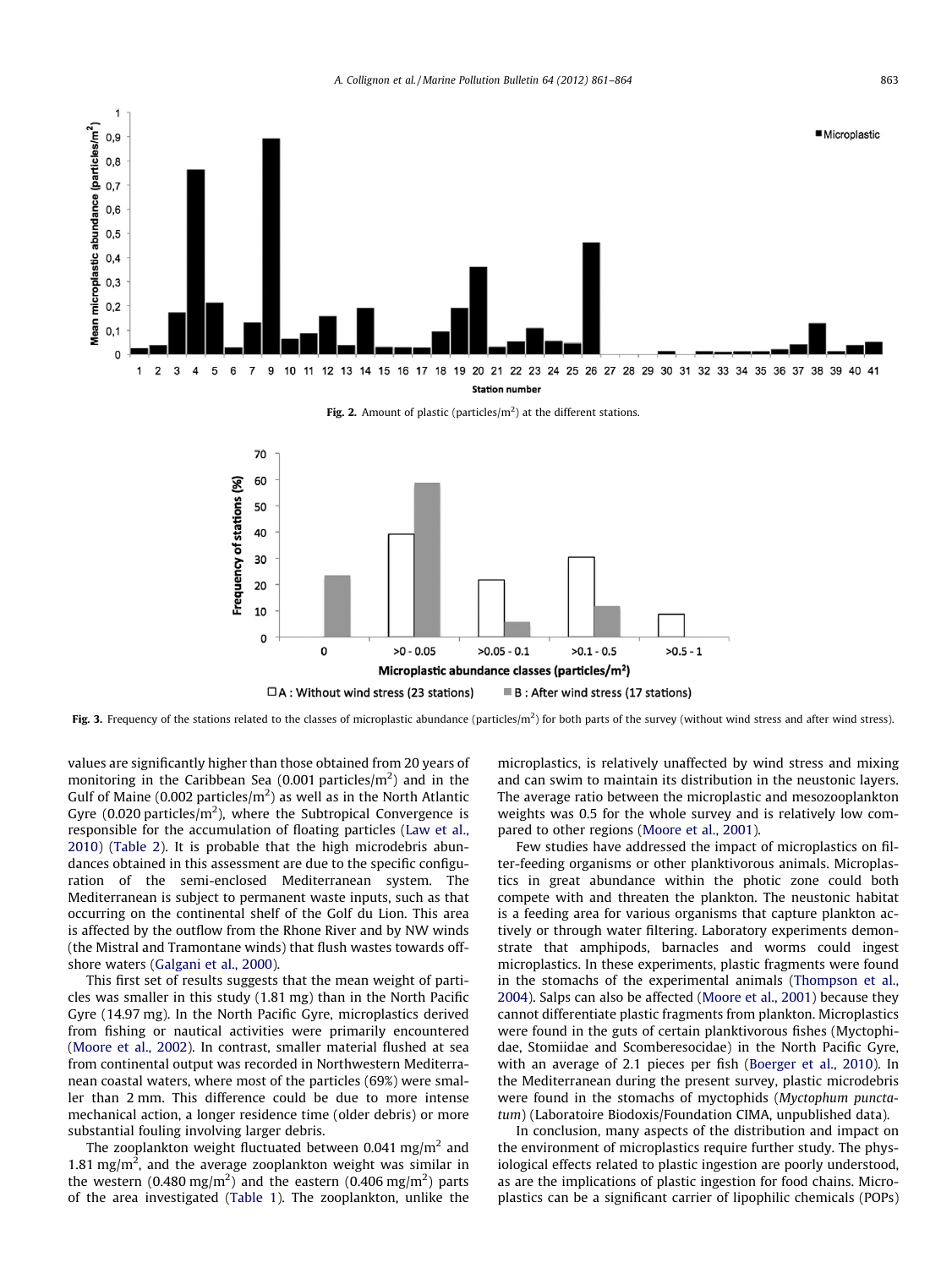Fig. 2. Amount of plastic (particles/m$^2$) at the different stations.

Fig. 3. Frequency of the stations related to the classes of microplastic abundance (particles/m$^2$) for both parts of the survey (without wind stress and after wind stress).

values are significantly higher than those obtained from 20 years of monitoring in the Caribbean Sea (0.001 particles/m$^2$) and in the Gulf of Maine (0.002 particles/m$^2$) as well as in the North Atlantic Gyre (0.020 particles/m$^2$), where the Subtropical Convergence is responsible for the accumulation of floating particles (Law et al., 2010) (Table 2). It is probable that the high microdebris abundances obtained in this assessment are due to the specific configuration of the semi-enclosed Mediterranean system. The Mediterranean is subject to permanent waste inputs, such as that occurring on the continental shelf of the Golf du Lion. This area is affected by the outflow from the Rhone River and by NW winds (the Mistral and Tramontane winds) that flush wastes towards offshore waters (Galgani et al., 2000).

This first set of results suggests that the mean weight of particles was smaller in this study (1.81 mg) than in the North Pacific Gyre (14.97 mg). In the North Pacific Gyre, microplastics derived from fishing or nautical activities were primarily encountered (Moore et al., 2002). In contrast, smaller material flushed at sea from continental output was recorded in Northwestern Mediterranean coastal waters, where most of the particles (69%) were smaller than 2 mm. This difference could be due to more intense mechanical action, a longer residence time (older debris) or more substantial fouling involving larger debris.

The zooplankton weight fluctuated between 0.041 mg/m$^2$ and 1.81 mg/m$^2$, and the average zooplankton weight was similar in the western (0.480 mg/m$^2$) and the eastern (0.406 mg/m$^2$) parts of the area investigated (Table 1). The zooplankton, unlike the microplastics, is relatively unaffected by wind stress and mixing and can swim to maintain its distribution in the neustonic layers. The average ratio between the microplastic and mesozooplankton weights was 0.5 for the whole survey and is relatively low compared to other regions (Moore et al., 2001).

Few studies have addressed the impact of microplastics on filter-feeding organisms or other planktivorous animals. Microplastics in great abundance within the photic zone could both compete with and threaten the plankton. The neustonic habitat is a feeding area for various organisms that capture plankton actively or through water filtering. Laboratory experiments demonstrate that amphipods, barnacles and worms could ingest microplastics. In these experiments, plastic fragments were found in the stomachs of the experimental animals (Thompson et al., 2004). Salps can also be affected (Moore et al., 2001) because they cannot differentiate plastic fragments from plankton. Microplastics were found in the guts of certain planktivorous fishes (Myctophidae, Stomiidae and Scomberesocidae) in the North Pacific Gyre, with an average of 2.1 pieces per fish (Boerger et al., 2010). In the Mediterranean during the present survey, plastic microdebris were found in the stomachs of myctophids (*Myctophum punctatum*) (Laboratoire Biodoxis/Foundation CIMA, unpublished data).

In conclusion, many aspects of the distribution and impact on the environment of microplastics require further study. The physiological effects related to plastic ingestion are poorly understood, as are the implications of plastic ingestion for food chains. Microplastics can be a significant carrier of lipophilic chemicals (POPs)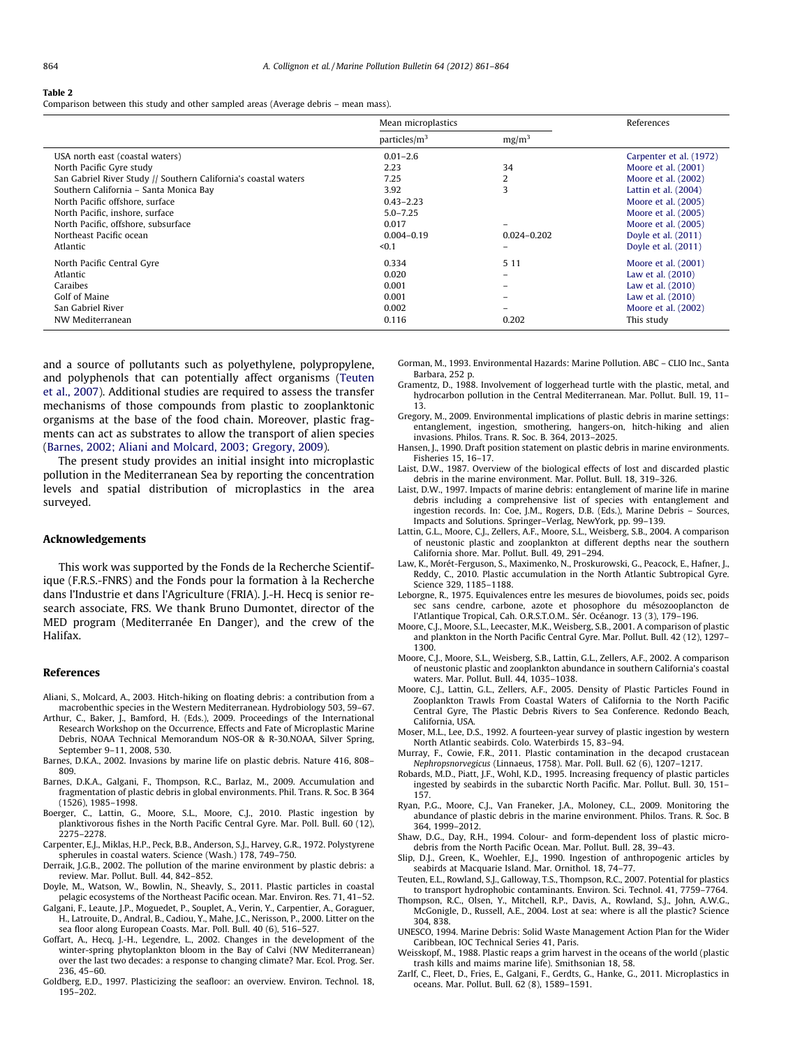**Table 2**
Comparison between this study and other sampled areas (Average debris – mean mass).

| | Mean microplastics | | References |
|---|---|---|---|
| | particles/m$^3$ | mg/m$^3$ | |
| USA north east (coastal waters) | 0.01–2.6 | | Carpenter et al. (1972) |
| North Pacific Gyre study | 2.23 | 34 | Moore et al. (2001) |
| San Gabriel River Study // Southern California's coastal waters | 7.25 | 2 | Moore et al. (2002) |
| Southern California – Santa Monica Bay | 3.92 | 3 | Lattin et al. (2004) |
| North Pacific offshore, surface | 0.43–2.23 | | Moore et al. (2005) |
| North Pacific, inshore, surface | 5.0–7.25 | | Moore et al. (2005) |
| North Pacific, offshore, subsurface | 0.017 | – | Moore et al. (2005) |
| Northeast Pacific ocean | 0.004–0.19 | 0.024–0.202 | Doyle et al. (2011) |
| Atlantic | <0.1 | – | Doyle et al. (2011) |
| North Pacific Central Gyre | 0.334 | 5 11 | Moore et al. (2001) |
| Atlantic | 0.020 | – | Law et al. (2010) |
| Caraibes | 0.001 | – | Law et al. (2010) |
| Golf of Maine | 0.001 | – | Law et al. (2010) |
| San Gabriel River | 0.002 | – | Moore et al. (2002) |
| NW Mediterranean | 0.116 | 0.202 | This study |

and a source of pollutants such as polyethylene, polypropylene, and polyphenols that can potentially affect organisms (Teuten et al., 2007). Additional studies are required to assess the transfer mechanisms of those compounds from plastic to zooplanktonic organisms at the base of the food chain. Moreover, plastic fragments can act as substrates to allow the transport of alien species (Barnes, 2002; Aliani and Molcard, 2003; Gregory, 2009).

The present study provides an initial insight into microplastic pollution in the Mediterranean Sea by reporting the concentration levels and spatial distribution of microplastics in the area surveyed.

## Acknowledgements

This work was supported by the Fonds de la Recherche Scientifique (F.R.S.-FNRS) and the Fonds pour la formation à la Recherche dans l'Industrie et dans l'Agriculture (FRIA). J.-H. Hecq is senior research associate, FRS. We thank Bruno Dumontet, director of the MED program (Mediterranée En Danger), and the crew of the Halifax.

## References

Aliani, S., Molcard, A., 2003. Hitch-hiking on floating debris: a contribution from a macrobenthic species in the Western Mediterranean. Hydrobiology 503, 59–67.

Arthur, C., Baker, J., Bamford, H. (Eds.), 2009. Proceedings of the International Research Workshop on the Occurrence, Effects and Fate of Microplastic Marine Debris, NOAA Technical Memorandum NOS-OR & R-30.NOAA, Silver Spring, September 9–11, 2008, 530.

Barnes, D.K.A., 2002. Invasions by marine life on plastic debris. Nature 416, 808–809.

Barnes, D.K.A., Galgani, F., Thompson, R.C., Barlaz, M., 2009. Accumulation and fragmentation of plastic debris in global environments. Phil. Trans. R. Soc. B 364 (1526), 1985–1998.

Boerger, C., Lattin, G., Moore, S.L., Moore, C.J., 2010. Plastic ingestion by planktivorous fishes in the North Pacific Central Gyre. Mar. Poll. Bull. 60 (12), 2275–2278.

Carpenter, E.J., Miklas, H.P., Peck, B.B., Anderson, S.J., Harvey, G.R., 1972. Polystyrene spherules in coastal waters. Science (Wash.) 178, 749–750.

Derraik, J.G.B., 2002. The pollution of the marine environment by plastic debris: a review. Mar. Pollut. Bull. 44, 842–852.

Doyle, M., Watson, W., Bowlin, N., Sheavly, S., 2011. Plastic particles in coastal pelagic ecosystems of the Northeast Pacific ocean. Mar. Environ. Res. 71, 41–52.

Galgani, F., Leaute, J.P., Moguedet, P., Souplet, A., Verin, Y., Carpentier, A., Goraguer, H., Latrouite, D., Andral, B., Cadiou, Y., Mahe, J.C., Nerisson, P., 2000. Litter on the sea floor along European Coasts. Mar. Poll. Bull. 40 (6), 516–527.

Goffart, A., Hecq, J.-H., Legendre, L., 2002. Changes in the development of the winter-spring phytoplankton bloom in the Bay of Calvi (NW Mediterranean) over the last two decades: a response to changing climate? Mar. Ecol. Prog. Ser. 236, 45–60.

Goldberg, E.D., 1997. Plasticizing the seafloor: an overview. Environ. Technol. 18, 195–202.

Gorman, M., 1993. Environmental Hazards: Marine Pollution. ABC – CLIO Inc., Santa Barbara, 252 p.

Gramentz, D., 1988. Involvement of loggerhead turtle with the plastic, metal, and hydrocarbon pollution in the Central Mediterranean. Mar. Pollut. Bull. 19, 11–13.

Gregory, M., 2009. Environmental implications of plastic debris in marine settings: entanglement, ingestion, smothering, hangers-on, hitch-hiking and alien invasions. Philos. Trans. R. Soc. B. 364, 2013–2025.

Hansen, J., 1990. Draft position statement on plastic debris in marine environments. Fisheries 15, 16–17.

Laist, D.W., 1987. Overview of the biological effects of lost and discarded plastic debris in the marine environment. Mar. Pollut. Bull. 18, 319–326.

Laist, D.W., 1997. Impacts of marine debris: entanglement of marine life in marine debris including a comprehensive list of species with entanglement and ingestion records. In: Coe, J.M., Rogers, D.B. (Eds.), Marine Debris – Sources, Impacts and Solutions. Springer–Verlag, NewYork, pp. 99–139.

Lattin, G.L., Moore, C.J., Zellers, A.F., Moore, S.L., Weisberg, S.B., 2004. A comparison of neustonic plastic and zooplankton at different depths near the southern California shore. Mar. Pollut. Bull. 49, 291–294.

Law, K., Morét-Ferguson, S., Maximenko, N., Proskurowski, G., Peacock, E., Hafner, J., Reddy, C., 2010. Plastic accumulation in the North Atlantic Subtropical Gyre. Science 329, 1185–1188.

Leborgne, R., 1975. Equivalences entre les mesures de biovolumes, poids sec, poids sec sans cendre, carbone, azote et phosphore du mésozooplancton de l'Atlantique Tropical, Cah. O.R.S.T.O.M.. Sér. Océanogr. 13 (3), 179–196.

Moore, C.J., Moore, S.L., Leecaster, M.K., Weisberg, S.B., 2001. A comparison of plastic and plankton in the North Pacific Central Gyre. Mar. Pollut. Bull. 42 (12), 1297–1300.

Moore, C.J., Moore, S.L., Weisberg, S.B., Lattin, G.L., Zellers, A.F., 2002. A comparison of neustonic plastic and zooplankton abundance in southern California's coastal waters. Mar. Pollut. Bull. 44, 1035–1038.

Moore, C.J., Lattin, G.L., Zellers, A.F., 2005. Density of Plastic Particles Found in Zooplankton Trawls From Coastal Waters of California to the North Pacific Central Gyre, The Plastic Debris Rivers to Sea Conference. Redondo Beach, California, USA.

Moser, M.L., Lee, D.S., 1992. A fourteen-year survey of plastic ingestion by western North Atlantic seabirds. Colo. Waterbirds 15, 83–94.

Murray, F., Cowie, F.R., 2011. Plastic contamination in the decapod crustacean *Nephropsnorvegicus* (Linnaeus, 1758). Mar. Poll. Bull. 62 (6), 1207–1217.

Robards, M.D., Piatt, J.F., Wohl, K.D., 1995. Increasing frequency of plastic particles ingested by seabirds in the subarctic North Pacific. Mar. Pollut. Bull. 30, 151–157.

Ryan, P.G., Moore, C.J., Van Franeker, J.A., Moloney, C.L., 2009. Monitoring the abundance of plastic debris in the marine environment. Philos. Trans. R. Soc. B 364, 1999–2012.

Shaw, D.G., Day, R.H., 1994. Colour- and form-dependent loss of plastic micro-debris from the North Pacific Ocean. Mar. Pollut. Bull. 28, 39–43.

Slip, D.J., Green, K., Woehler, E.J., 1990. Ingestion of anthropogenic articles by seabirds at Macquarie Island. Mar. Ornithol. 18, 74–77.

Teuten, E.L., Rowland, S.J., Galloway, T.S., Thompson, R.C., 2007. Potential for plastics to transport hydrophobic contaminants. Environ. Sci. Technol. 41, 7759–7764.

Thompson, R.C., Olsen, Y., Mitchell, R.P., Davis, A., Rowland, S.J., John, A.W.G., McGonigle, D., Russell, A.E., 2004. Lost at sea: where is all the plastic? Science 304, 838.

UNESCO, 1994. Marine Debris: Solid Waste Management Action Plan for the Wider Caribbean, IOC Technical Series 41, Paris.

Weisskopf, M., 1988. Plastic reaps a grim harvest in the oceans of the world (plastic trash kills and maims marine life). Smithsonian 18, 58.

Zarlf, C., Fleet, D., Fries, E., Galgani, F., Gerdts, G., Hanke, G., 2011. Microplastics in oceans. Mar. Pollut. Bull. 62 (8), 1589–1591.